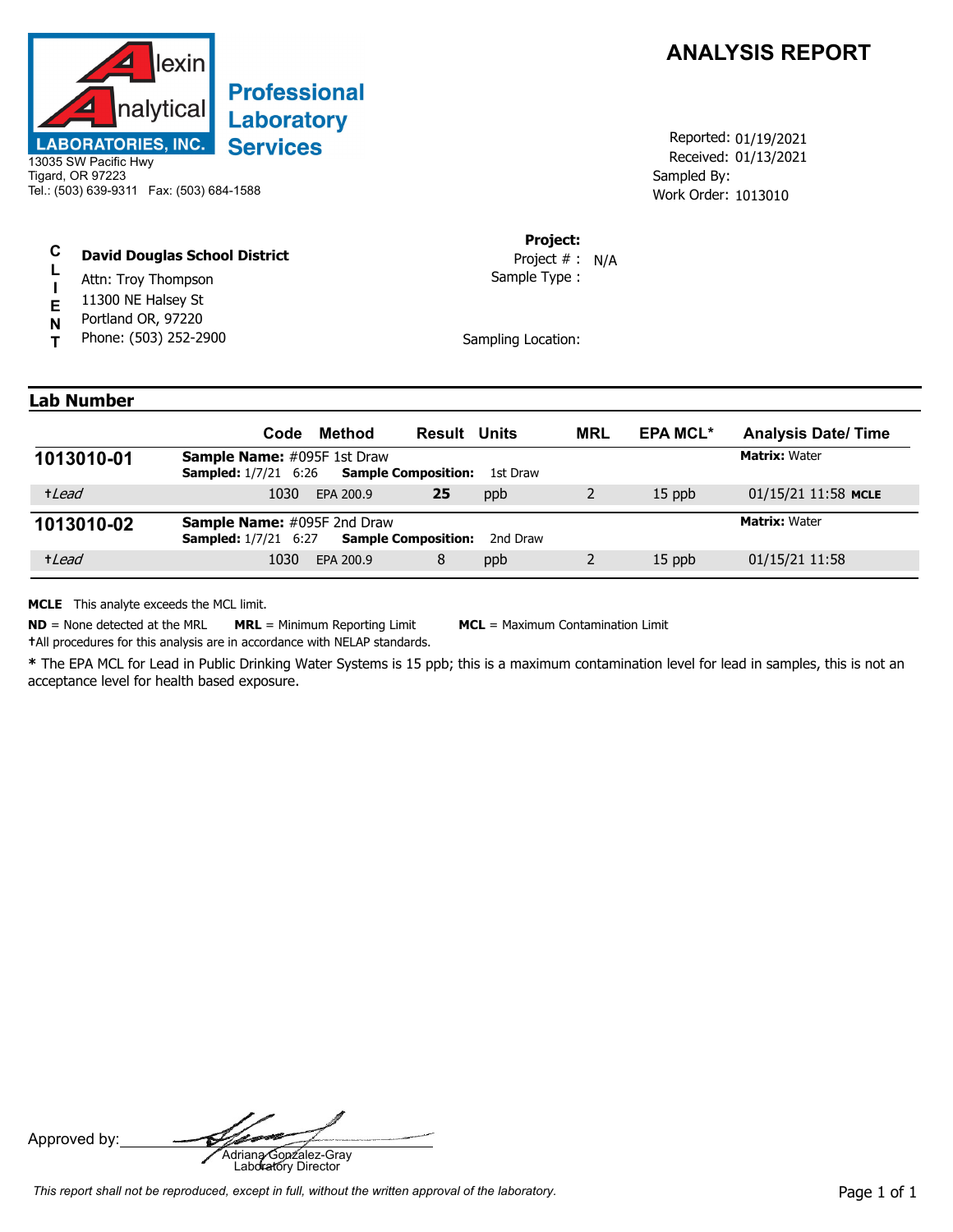**Alexin Analytical Laboratories, Inc.**

**Professional Laboratory Services**

13035 SW Pacific Hwy
Tigard, OR 97223
Tel.: (503) 639-9311 Fax: (503) 684-1588

# ANALYSIS REPORT

Reported: 01/19/2021
Received: 01/13/2021
Sampled By:
Work Order: 1013010

**CLIENT**

**David Douglas School District**
Attn: Troy Thompson
11300 NE Halsey St
Portland OR, 97220
Phone: (503) 252-2900

**Project:**
Project # : N/A
Sample Type :

Sampling Location:

## Lab Number

| Lab Number | Code | Method | Result | Units | MRL | EPA MCL* | Analysis Date/ Time |
|---|---|---|---|---|---|---|---|
| **1013010-01** | **Sample Name:** #095F 1st Draw<br>**Sampled:** 1/7/21 6:26 **Sample Composition:** 1st Draw | | | | | | **Matrix:** Water |
| †*Lead* | 1030 | EPA 200.9 | **25** | ppb | 2 | 15 ppb | 01/15/21 11:58 **MCLE** |
| **1013010-02** | **Sample Name:** #095F 2nd Draw<br>**Sampled:** 1/7/21 6:27 **Sample Composition:** 2nd Draw | | | | | | **Matrix:** Water |
| †*Lead* | 1030 | EPA 200.9 | 8 | ppb | 2 | 15 ppb | 01/15/21 11:58 |

**MCLE** This analyte exceeds the MCL limit.

**ND** = None detected at the MRL **MRL** = Minimum Reporting Limit **MCL** = Maximum Contamination Limit

†All procedures for this analysis are in accordance with NELAP standards.

**\*** The EPA MCL for Lead in Public Drinking Water Systems is 15 ppb; this is a maximum contamination level for lead in samples, this is not an acceptance level for health based exposure.

Approved by: Adriana Gonzalez-Gray
Laboratory Director

*This report shall not be reproduced, except in full, without the written approval of the laboratory.*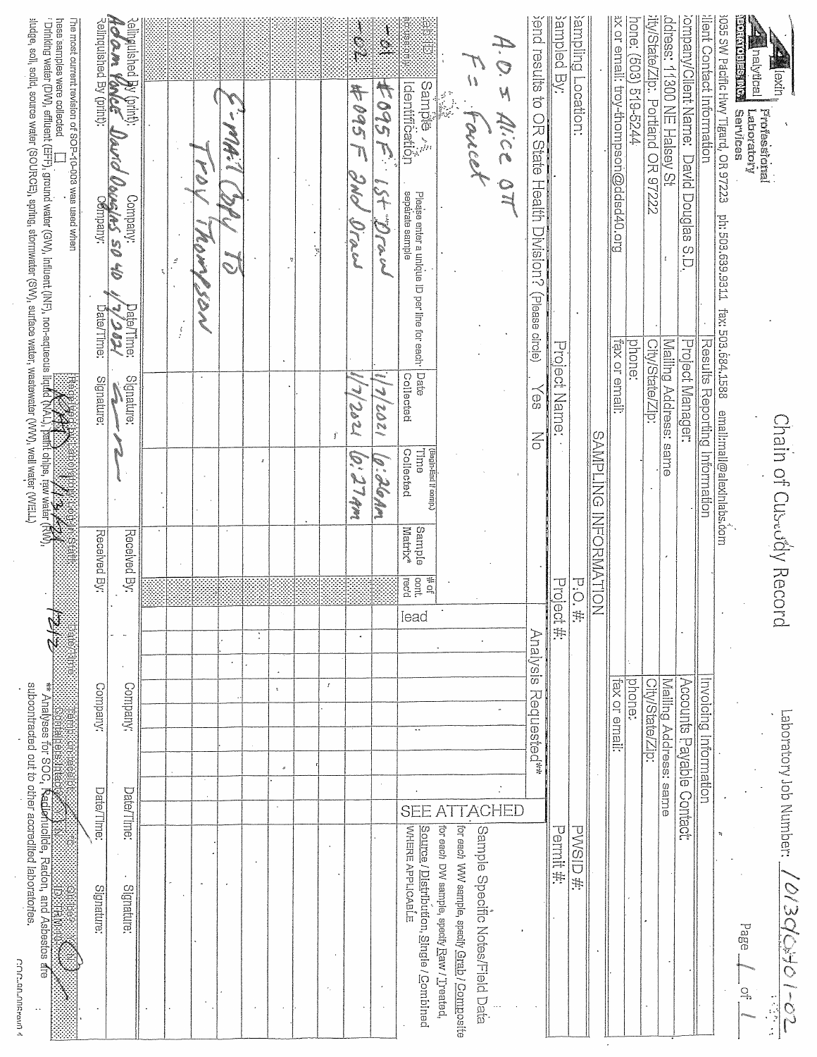# Chain of Custody Record

Alexin Analytical Laboratory Professional Services

Laboratory Job Number: 10130401-02

Page 1 of 1

13035 SW Pacific Hwy Tigard, OR 97223 ph: 503.639.9311 fax: 503.684.1588 email: mail@alexinlabs.com

| Client Contact Information | Results Reporting Information | Invoicing Information |
|---|---|---|
| Company/Client Name: David Douglas S.D. | Project Manager: | Accounts Payable Contact: |
| Address: 11300 NE Halsey St | Mailing Address: same | Mailing Address: same |
| City/State/Zip: Portland OR 97222 | City/State/Zip: | City/State/Zip: |
| Phone: (503) 519-5244 | phone: | phone: |
| Fax or email: troy-thompson@ddsd40.org | fax or email: | fax or email: |

## SAMPLING INFORMATION

| | | |
|---|---|---|
| Sampling Location: | P.O. #: | PWSID #: |
| Sampled By: Project Name: | Project #: | Permit #: |

Send results to OR State Health Division? (Please circle) Yes No

A.O. = Alice OTT
F = Faucet

| Lab ID (lab use only) | Sample Identification (Please enter a unique ID per line for each separate sample) | Date Collected | Time Collected (begin-end if comp.) | Sample Matrix* | # of cont. rec'd | lead | | | | | | | | | | Sample Specific Notes/Field Data |
|---|---|---|---|---|---|---|---|---|---|---|---|---|---|---|---|---|
| -01 | #095F 1st Draw | 1/7/2021 | 6:26AM | | | | | | | | | | | | | SEE ATTACHED |
| -02 | #095F 2nd Draw | 1/7/2021 | 6:27AM | | | | | | | | | | | | | |

Analysis Requested**

Sample Specific Notes/Field Data: for each WW sample, specify Grab / Composite; for each DW sample, specify Raw / Treated, Source / Distribution, Single / Combined WHERE APPLICABLE

E-MAIL Copy To Troy Thompson

| Relinquished By (print): | Company: | Date/Time: | Signature: | Received By: | Company: | Date/Time: | Signature: |
|---|---|---|---|---|---|---|---|
| Adam Ponce | David Douglas SD 40 | 1/7/2021 | | | | | |
| Relinquished By (print): | Company: | Date/Time: | Signature: | Received By: | Company: | Date/Time: | Signature: |

Received by Laboratory/Log-in Staff: 1/12/21 Date/Time: 12:12 Temp. on receipt: Containers intact: Y N Custody seals: Y N N/A

The most current revision of SOP-10-003 was used when these samples were collected ☐

* Drinking water (DW), effluent (EFF), ground water (GW), influent (INF), non-aqueous liquid (NAL), paint chips, raw water (RW), sludge, soil, solid, source water (SOURCE), spring, stormwater (SW), surface water, wastewater (WW), well water (WELL)

** Analyses for SOC, Radionuclide, Radon, and Asbestos are subcontracted out to other accredited laboratories.